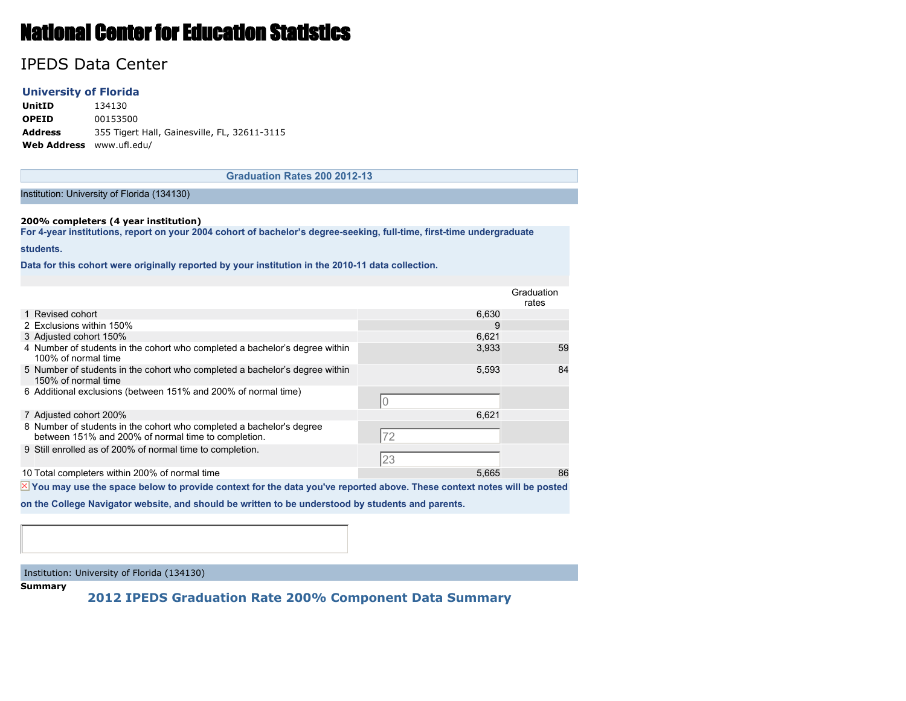# National Center for Education Statistics

## IPEDS Data Center

**University of Florida**

| | |
|---|---|
| **UnitID** | 134130 |
| **OPEID** | 00153500 |
| **Address** | 355 Tigert Hall, Gainesville, FL, 32611-3115 |
| **Web Address** | www.ufl.edu/ |

### Graduation Rates 200 2012-13

Institution: University of Florida (134130)

**200% completers (4 year institution)**

**For 4-year institutions, report on your 2004 cohort of bachelor's degree-seeking, full-time, first-time undergraduate students.**

**Data for this cohort were originally reported by your institution in the 2010-11 data collection.**

| | | | Graduation rates |
|---|---|---|---|
| 1 | Revised cohort | 6,630 | |
| 2 | Exclusions within 150% | 9 | |
| 3 | Adjusted cohort 150% | 6,621 | |
| 4 | Number of students in the cohort who completed a bachelor's degree within 100% of normal time | 3,933 | 59 |
| 5 | Number of students in the cohort who completed a bachelor's degree within 150% of normal time | 5,593 | 84 |
| 6 | Additional exclusions (between 151% and 200% of normal time) | 0 | |
| 7 | Adjusted cohort 200% | 6,621 | |
| 8 | Number of students in the cohort who completed a bachelor's degree between 151% and 200% of normal time to completion. | 72 | |
| 9 | Still enrolled as of 200% of normal time to completion. | 23 | |
| 10 | Total completers within 200% of normal time | 5,665 | 86 |

**You may use the space below to provide context for the data you've reported above. These context notes will be posted on the College Navigator website, and should be written to be understood by students and parents.**

Institution: University of Florida (134130)

**Summary**

### 2012 IPEDS Graduation Rate 200% Component Data Summary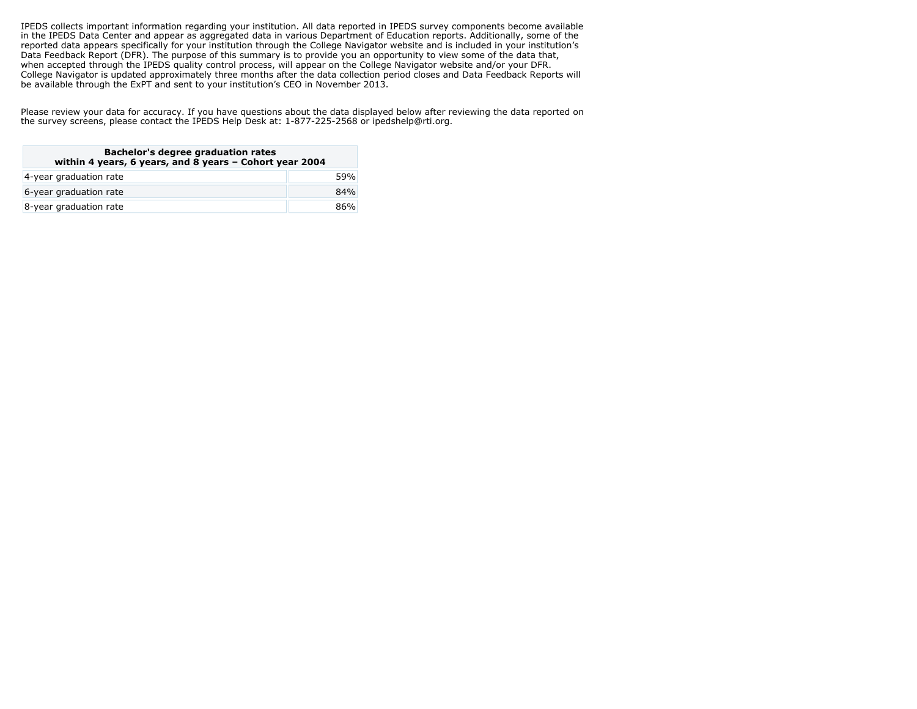IPEDS collects important information regarding your institution. All data reported in IPEDS survey components become available in the IPEDS Data Center and appear as aggregated data in various Department of Education reports. Additionally, some of the reported data appears specifically for your institution through the College Navigator website and is included in your institution's Data Feedback Report (DFR). The purpose of this summary is to provide you an opportunity to view some of the data that, when accepted through the IPEDS quality control process, will appear on the College Navigator website and/or your DFR. College Navigator is updated approximately three months after the data collection period closes and Data Feedback Reports will be available through the ExPT and sent to your institution's CEO in November 2013.

Please review your data for accuracy. If you have questions about the data displayed below after reviewing the data reported on the survey screens, please contact the IPEDS Help Desk at: 1-877-225-2568 or ipedshelp@rti.org.

| **Bachelor's degree graduation rates within 4 years, 6 years, and 8 years – Cohort year 2004** | |
|---|---|
| 4-year graduation rate | 59% |
| 6-year graduation rate | 84% |
| 8-year graduation rate | 86% |